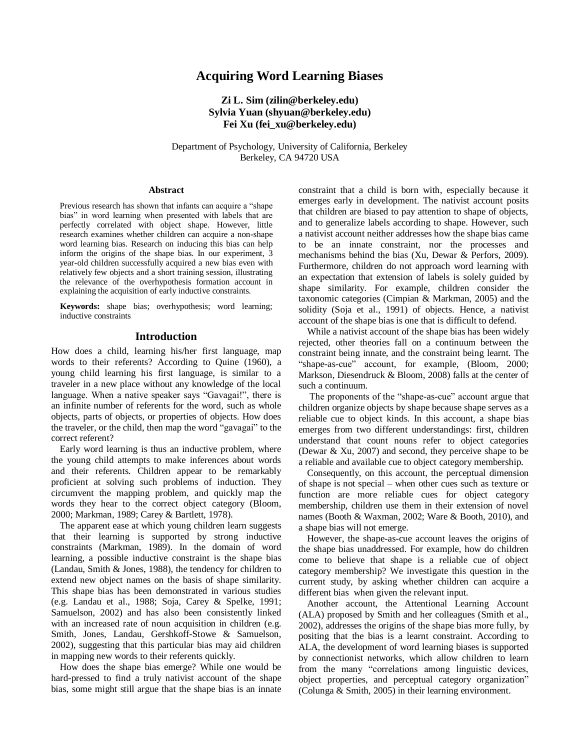# Acquiring Word Learning Biases

**Zi L. Sim (zilin@berkeley.edu)**
**Sylvia Yuan (shyuan@berkeley.edu)**
**Fei Xu (fei_xu@berkeley.edu)**

Department of Psychology, University of California, Berkeley
Berkeley, CA 94720 USA

## Abstract

Previous research has shown that infants can acquire a "shape bias" in word learning when presented with labels that are perfectly correlated with object shape. However, little research examines whether children can acquire a non-shape word learning bias. Research on inducing this bias can help inform the origins of the shape bias. In our experiment, 3 year-old children successfully acquired a new bias even with relatively few objects and a short training session, illustrating the relevance of the overhypothesis formation account in explaining the acquisition of early inductive constraints.

**Keywords:** shape bias; overhypothesis; word learning; inductive constraints

## Introduction

How does a child, learning his/her first language, map words to their referents? According to Quine (1960), a young child learning his first language, is similar to a traveler in a new place without any knowledge of the local language. When a native speaker says "Gavagai!", there is an infinite number of referents for the word, such as whole objects, parts of objects, or properties of objects. How does the traveler, or the child, then map the word "gavagai" to the correct referent?

Early word learning is thus an inductive problem, where the young child attempts to make inferences about words and their referents. Children appear to be remarkably proficient at solving such problems of induction. They circumvent the mapping problem, and quickly map the words they hear to the correct object category (Bloom, 2000; Markman, 1989; Carey & Bartlett, 1978).

The apparent ease at which young children learn suggests that their learning is supported by strong inductive constraints (Markman, 1989). In the domain of word learning, a possible inductive constraint is the shape bias (Landau, Smith & Jones, 1988), the tendency for children to extend new object names on the basis of shape similarity. This shape bias has been demonstrated in various studies (e.g. Landau et al., 1988; Soja, Carey & Spelke, 1991; Samuelson, 2002) and has also been consistently linked with an increased rate of noun acquisition in children (e.g. Smith, Jones, Landau, Gershkoff-Stowe & Samuelson, 2002), suggesting that this particular bias may aid children in mapping new words to their referents quickly.

How does the shape bias emerge? While one would be hard-pressed to find a truly nativist account of the shape bias, some might still argue that the shape bias is an innate constraint that a child is born with, especially because it emerges early in development. The nativist account posits that children are biased to pay attention to shape of objects, and to generalize labels according to shape. However, such a nativist account neither addresses how the shape bias came to be an innate constraint, nor the processes and mechanisms behind the bias (Xu, Dewar & Perfors, 2009). Furthermore, children do not approach word learning with an expectation that extension of labels is solely guided by shape similarity. For example, children consider the taxonomic categories (Cimpian & Markman, 2005) and the solidity (Soja et al., 1991) of objects. Hence, a nativist account of the shape bias is one that is difficult to defend.

While a nativist account of the shape bias has been widely rejected, other theories fall on a continuum between the constraint being innate, and the constraint being learnt. The "shape-as-cue" account, for example, (Bloom, 2000; Markson, Diesendruck & Bloom, 2008) falls at the center of such a continuum.

The proponents of the "shape-as-cue" account argue that children organize objects by shape because shape serves as a reliable cue to object kinds. In this account, a shape bias emerges from two different understandings: first, children understand that count nouns refer to object categories (Dewar & Xu, 2007) and second, they perceive shape to be a reliable and available cue to object category membership.

Consequently, on this account, the perceptual dimension of shape is not special – when other cues such as texture or function are more reliable cues for object category membership, children use them in their extension of novel names (Booth & Waxman, 2002; Ware & Booth, 2010), and a shape bias will not emerge.

However, the shape-as-cue account leaves the origins of the shape bias unaddressed. For example, how do children come to believe that shape is a reliable cue of object category membership? We investigate this question in the current study, by asking whether children can acquire a different bias when given the relevant input.

Another account, the Attentional Learning Account (ALA) proposed by Smith and her colleagues (Smith et al., 2002), addresses the origins of the shape bias more fully, by positing that the bias is a learnt constraint. According to ALA, the development of word learning biases is supported by connectionist networks, which allow children to learn from the many "correlations among linguistic devices, object properties, and perceptual category organization" (Colunga & Smith, 2005) in their learning environment.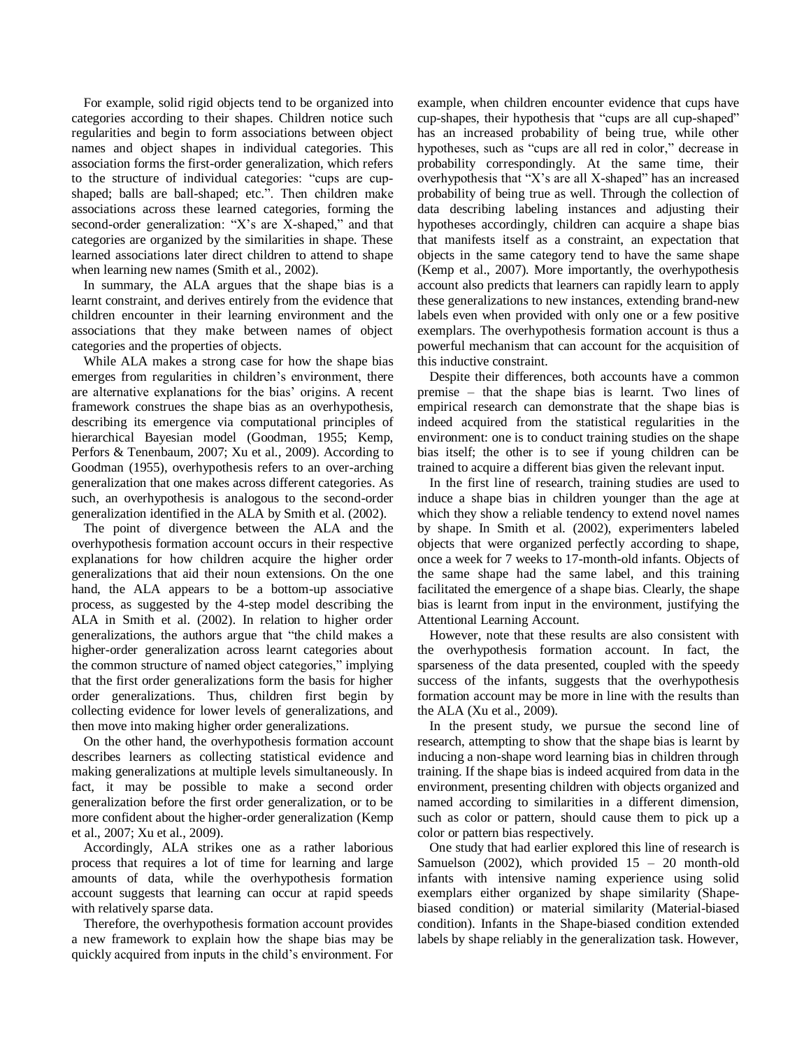For example, solid rigid objects tend to be organized into categories according to their shapes. Children notice such regularities and begin to form associations between object names and object shapes in individual categories. This association forms the first-order generalization, which refers to the structure of individual categories: "cups are cup-shaped; balls are ball-shaped; etc.". Then children make associations across these learned categories, forming the second-order generalization: "X's are X-shaped," and that categories are organized by the similarities in shape. These learned associations later direct children to attend to shape when learning new names (Smith et al., 2002).

In summary, the ALA argues that the shape bias is a learnt constraint, and derives entirely from the evidence that children encounter in their learning environment and the associations that they make between names of object categories and the properties of objects.

While ALA makes a strong case for how the shape bias emerges from regularities in children's environment, there are alternative explanations for the bias' origins. A recent framework construes the shape bias as an overhypothesis, describing its emergence via computational principles of hierarchical Bayesian model (Goodman, 1955; Kemp, Perfors & Tenenbaum, 2007; Xu et al., 2009). According to Goodman (1955), overhypothesis refers to an over-arching generalization that one makes across different categories. As such, an overhypothesis is analogous to the second-order generalization identified in the ALA by Smith et al. (2002).

The point of divergence between the ALA and the overhypothesis formation account occurs in their respective explanations for how children acquire the higher order generalizations that aid their noun extensions. On the one hand, the ALA appears to be a bottom-up associative process, as suggested by the 4-step model describing the ALA in Smith et al. (2002). In relation to higher order generalizations, the authors argue that "the child makes a higher-order generalization across learnt categories about the common structure of named object categories," implying that the first order generalizations form the basis for higher order generalizations. Thus, children first begin by collecting evidence for lower levels of generalizations, and then move into making higher order generalizations.

On the other hand, the overhypothesis formation account describes learners as collecting statistical evidence and making generalizations at multiple levels simultaneously. In fact, it may be possible to make a second order generalization before the first order generalization, or to be more confident about the higher-order generalization (Kemp et al., 2007; Xu et al., 2009).

Accordingly, ALA strikes one as a rather laborious process that requires a lot of time for learning and large amounts of data, while the overhypothesis formation account suggests that learning can occur at rapid speeds with relatively sparse data.

Therefore, the overhypothesis formation account provides a new framework to explain how the shape bias may be quickly acquired from inputs in the child's environment. For example, when children encounter evidence that cups have cup-shapes, their hypothesis that "cups are all cup-shaped" has an increased probability of being true, while other hypotheses, such as "cups are all red in color," decrease in probability correspondingly. At the same time, their overhypothesis that "X's are all X-shaped" has an increased probability of being true as well. Through the collection of data describing labeling instances and adjusting their hypotheses accordingly, children can acquire a shape bias that manifests itself as a constraint, an expectation that objects in the same category tend to have the same shape (Kemp et al., 2007). More importantly, the overhypothesis account also predicts that learners can rapidly learn to apply these generalizations to new instances, extending brand-new labels even when provided with only one or a few positive exemplars. The overhypothesis formation account is thus a powerful mechanism that can account for the acquisition of this inductive constraint.

Despite their differences, both accounts have a common premise – that the shape bias is learnt. Two lines of empirical research can demonstrate that the shape bias is indeed acquired from the statistical regularities in the environment: one is to conduct training studies on the shape bias itself; the other is to see if young children can be trained to acquire a different bias given the relevant input.

In the first line of research, training studies are used to induce a shape bias in children younger than the age at which they show a reliable tendency to extend novel names by shape. In Smith et al. (2002), experimenters labeled objects that were organized perfectly according to shape, once a week for 7 weeks to 17-month-old infants. Objects of the same shape had the same label, and this training facilitated the emergence of a shape bias. Clearly, the shape bias is learnt from input in the environment, justifying the Attentional Learning Account.

However, note that these results are also consistent with the overhypothesis formation account. In fact, the sparseness of the data presented, coupled with the speedy success of the infants, suggests that the overhypothesis formation account may be more in line with the results than the ALA (Xu et al., 2009).

In the present study, we pursue the second line of research, attempting to show that the shape bias is learnt by inducing a non-shape word learning bias in children through training. If the shape bias is indeed acquired from data in the environment, presenting children with objects organized and named according to similarities in a different dimension, such as color or pattern, should cause them to pick up a color or pattern bias respectively.

One study that had earlier explored this line of research is Samuelson (2002), which provided 15 – 20 month-old infants with intensive naming experience using solid exemplars either organized by shape similarity (Shape-biased condition) or material similarity (Material-biased condition). Infants in the Shape-biased condition extended labels by shape reliably in the generalization task. However,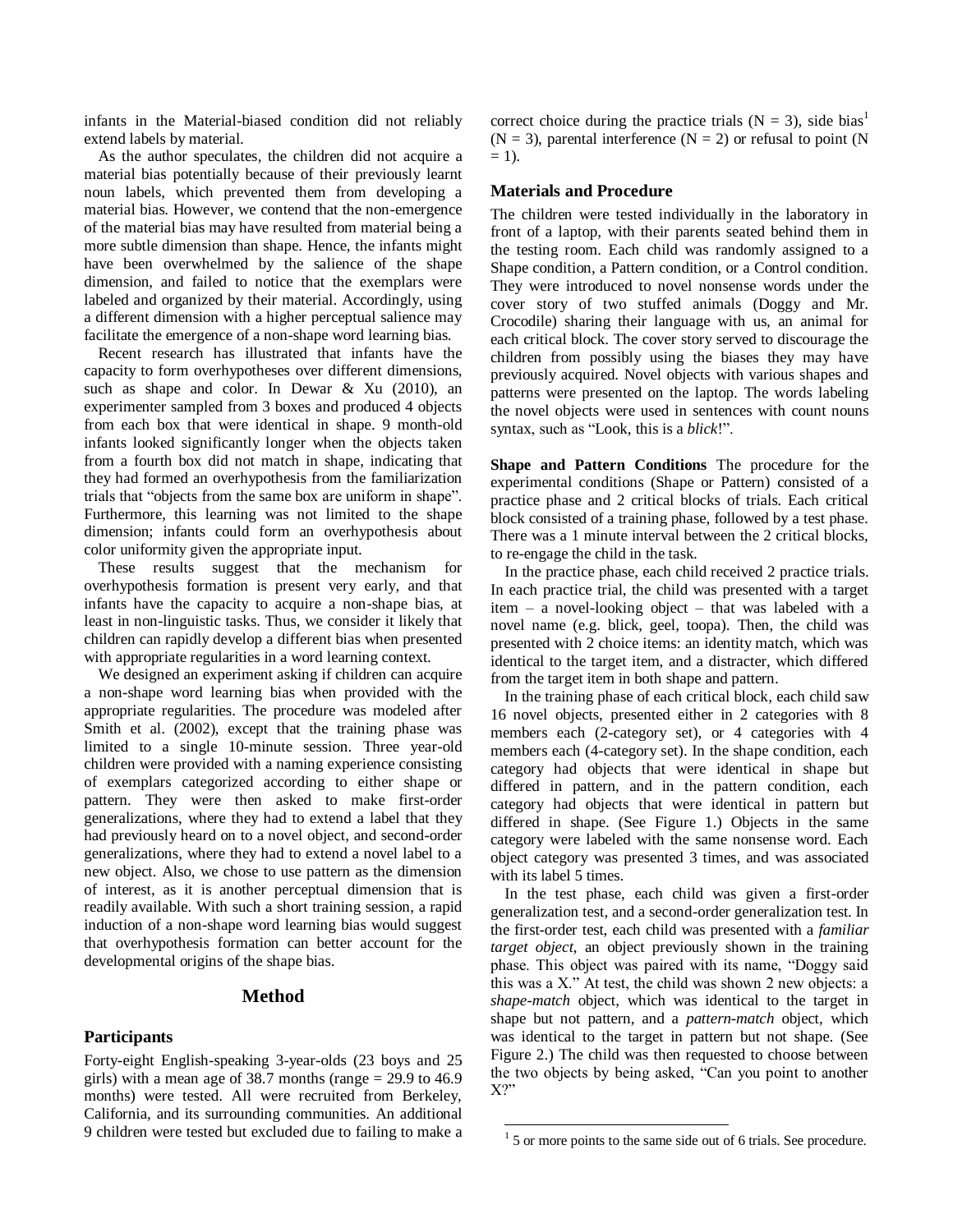infants in the Material-biased condition did not reliably extend labels by material.

As the author speculates, the children did not acquire a material bias potentially because of their previously learnt noun labels, which prevented them from developing a material bias. However, we contend that the non-emergence of the material bias may have resulted from material being a more subtle dimension than shape. Hence, the infants might have been overwhelmed by the salience of the shape dimension, and failed to notice that the exemplars were labeled and organized by their material. Accordingly, using a different dimension with a higher perceptual salience may facilitate the emergence of a non-shape word learning bias.

Recent research has illustrated that infants have the capacity to form overhypotheses over different dimensions, such as shape and color. In Dewar & Xu (2010), an experimenter sampled from 3 boxes and produced 4 objects from each box that were identical in shape. 9 month-old infants looked significantly longer when the objects taken from a fourth box did not match in shape, indicating that they had formed an overhypothesis from the familiarization trials that "objects from the same box are uniform in shape". Furthermore, this learning was not limited to the shape dimension; infants could form an overhypothesis about color uniformity given the appropriate input.

These results suggest that the mechanism for overhypothesis formation is present very early, and that infants have the capacity to acquire a non-shape bias, at least in non-linguistic tasks. Thus, we consider it likely that children can rapidly develop a different bias when presented with appropriate regularities in a word learning context.

We designed an experiment asking if children can acquire a non-shape word learning bias when provided with the appropriate regularities. The procedure was modeled after Smith et al. (2002), except that the training phase was limited to a single 10-minute session. Three year-old children were provided with a naming experience consisting of exemplars categorized according to either shape or pattern. They were then asked to make first-order generalizations, where they had to extend a label that they had previously heard on to a novel object, and second-order generalizations, where they had to extend a novel label to a new object. Also, we chose to use pattern as the dimension of interest, as it is another perceptual dimension that is readily available. With such a short training session, a rapid induction of a non-shape word learning bias would suggest that overhypothesis formation can better account for the developmental origins of the shape bias.

## Method

### Participants

Forty-eight English-speaking 3-year-olds (23 boys and 25 girls) with a mean age of 38.7 months (range = 29.9 to 46.9 months) were tested. All were recruited from Berkeley, California, and its surrounding communities. An additional 9 children were tested but excluded due to failing to make a correct choice during the practice trials (N = 3), side bias[1] (N = 3), parental interference (N = 2) or refusal to point (N = 1).

### Materials and Procedure

The children were tested individually in the laboratory in front of a laptop, with their parents seated behind them in the testing room. Each child was randomly assigned to a Shape condition, a Pattern condition, or a Control condition. They were introduced to novel nonsense words under the cover story of two stuffed animals (Doggy and Mr. Crocodile) sharing their language with us, an animal for each critical block. The cover story served to discourage the children from possibly using the biases they may have previously acquired. Novel objects with various shapes and patterns were presented on the laptop. The words labeling the novel objects were used in sentences with count nouns syntax, such as "Look, this is a *blick*!".

**Shape and Pattern Conditions** The procedure for the experimental conditions (Shape or Pattern) consisted of a practice phase and 2 critical blocks of trials. Each critical block consisted of a training phase, followed by a test phase. There was a 1 minute interval between the 2 critical blocks, to re-engage the child in the task.

In the practice phase, each child received 2 practice trials. In each practice trial, the child was presented with a target item – a novel-looking object – that was labeled with a novel name (e.g. blick, geel, toopa). Then, the child was presented with 2 choice items: an identity match, which was identical to the target item, and a distracter, which differed from the target item in both shape and pattern.

In the training phase of each critical block, each child saw 16 novel objects, presented either in 2 categories with 8 members each (2-category set), or 4 categories with 4 members each (4-category set). In the shape condition, each category had objects that were identical in shape but differed in pattern, and in the pattern condition, each category had objects that were identical in pattern but differed in shape. (See Figure 1.) Objects in the same category were labeled with the same nonsense word. Each object category was presented 3 times, and was associated with its label 5 times.

In the test phase, each child was given a first-order generalization test, and a second-order generalization test. In the first-order test, each child was presented with a *familiar target object*, an object previously shown in the training phase. This object was paired with its name, "Doggy said this was a X." At test, the child was shown 2 new objects: a *shape-match* object, which was identical to the target in shape but not pattern, and a *pattern-match* object, which was identical to the target in pattern but not shape. (See Figure 2.) The child was then requested to choose between the two objects by being asked, "Can you point to another X?"

[1] 5 or more points to the same side out of 6 trials. See procedure.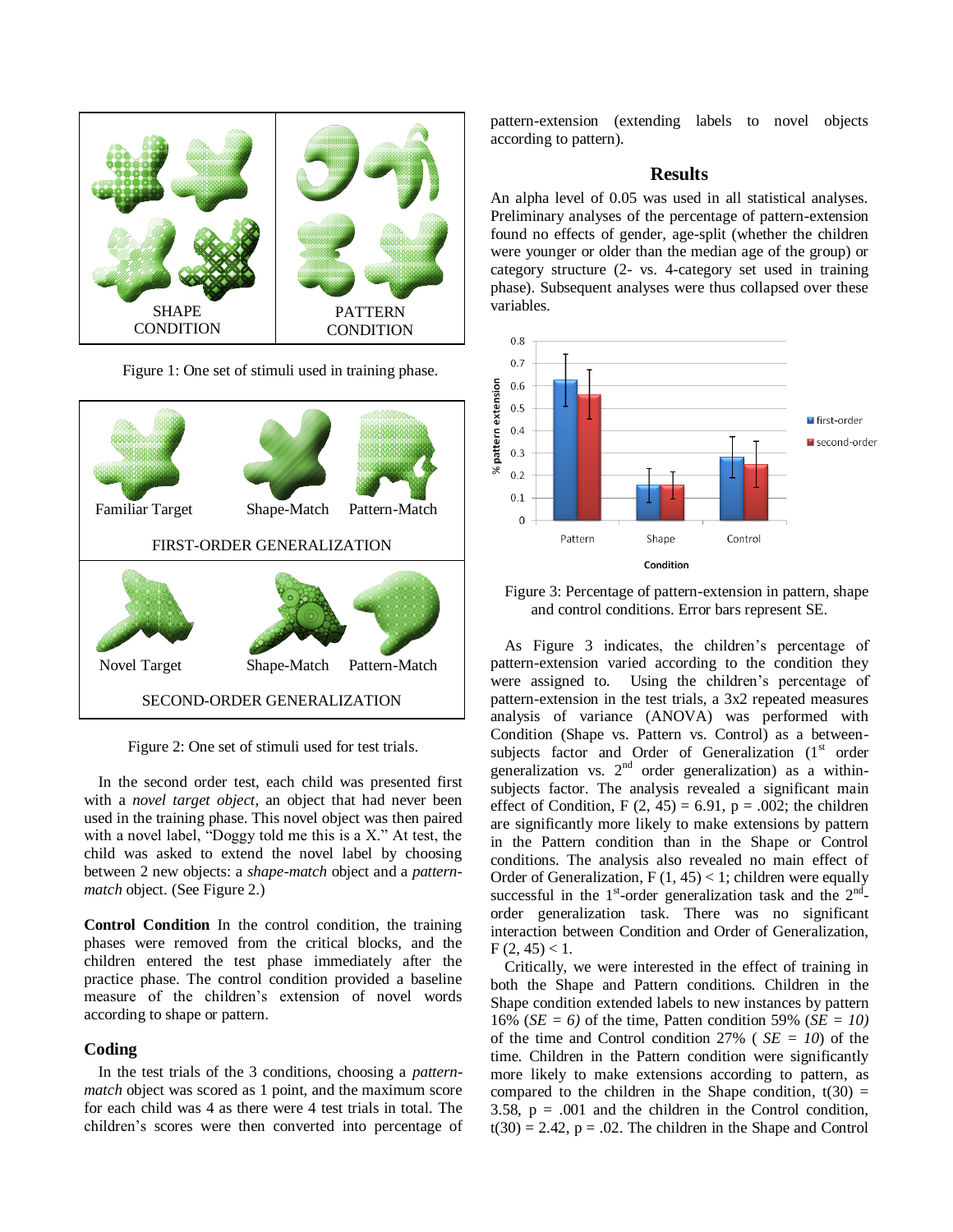SHAPE CONDITION

PATTERN CONDITION

Figure 1: One set of stimuli used in training phase.

Familiar Target Shape-Match Pattern-Match

FIRST-ORDER GENERALIZATION

Novel Target Shape-Match Pattern-Match

SECOND-ORDER GENERALIZATION

Figure 2: One set of stimuli used for test trials.

In the second order test, each child was presented first with a *novel target object*, an object that had never been used in the training phase. This novel object was then paired with a novel label, "Doggy told me this is a X." At test, the child was asked to extend the novel label by choosing between 2 new objects: a *shape-match* object and a *pattern-match* object. (See Figure 2.)

**Control Condition** In the control condition, the training phases were removed from the critical blocks, and the children entered the test phase immediately after the practice phase. The control condition provided a baseline measure of the children's extension of novel words according to shape or pattern.

## Coding

In the test trials of the 3 conditions, choosing a *pattern-match* object was scored as 1 point, and the maximum score for each child was 4 as there were 4 test trials in total. The children's scores were then converted into percentage of pattern-extension (extending labels to novel objects according to pattern).

## Results

An alpha level of 0.05 was used in all statistical analyses. Preliminary analyses of the percentage of pattern-extension found no effects of gender, age-split (whether the children were younger or older than the median age of the group) or category structure (2- vs. 4-category set used in training phase). Subsequent analyses were thus collapsed over these variables.

Figure 3: Percentage of pattern-extension in pattern, shape and control conditions. Error bars represent SE.

As Figure 3 indicates, the children's percentage of pattern-extension varied according to the condition they were assigned to. Using the children's percentage of pattern-extension in the test trials, a 3x2 repeated measures analysis of variance (ANOVA) was performed with Condition (Shape vs. Pattern vs. Control) as a between-subjects factor and Order of Generalization (1[st] order generalization vs. 2[nd] order generalization) as a within-subjects factor. The analysis revealed a significant main effect of Condition, $F(2, 45) = 6.91$, $p = .002$; the children are significantly more likely to make extensions by pattern in the Pattern condition than in the Shape or Control conditions. The analysis also revealed no main effect of Order of Generalization, $F(1, 45) < 1$; children were equally successful in the 1[st]-order generalization task and the 2[nd]-order generalization task. There was no significant interaction between Condition and Order of Generalization, $F(2, 45) < 1$.

Critically, we were interested in the effect of training in both the Shape and Pattern conditions. Children in the Shape condition extended labels to new instances by pattern 16% (*SE = 6)* of the time, Patten condition 59% (*SE = 10)* of the time and Control condition 27% ( *SE = 10*) of the time. Children in the Pattern condition were significantly more likely to make extensions according to pattern, as compared to the children in the Shape condition, $t(30) = 3.58$, $p = .001$ and the children in the Control condition, $t(30) = 2.42$, $p = .02$. The children in the Shape and Control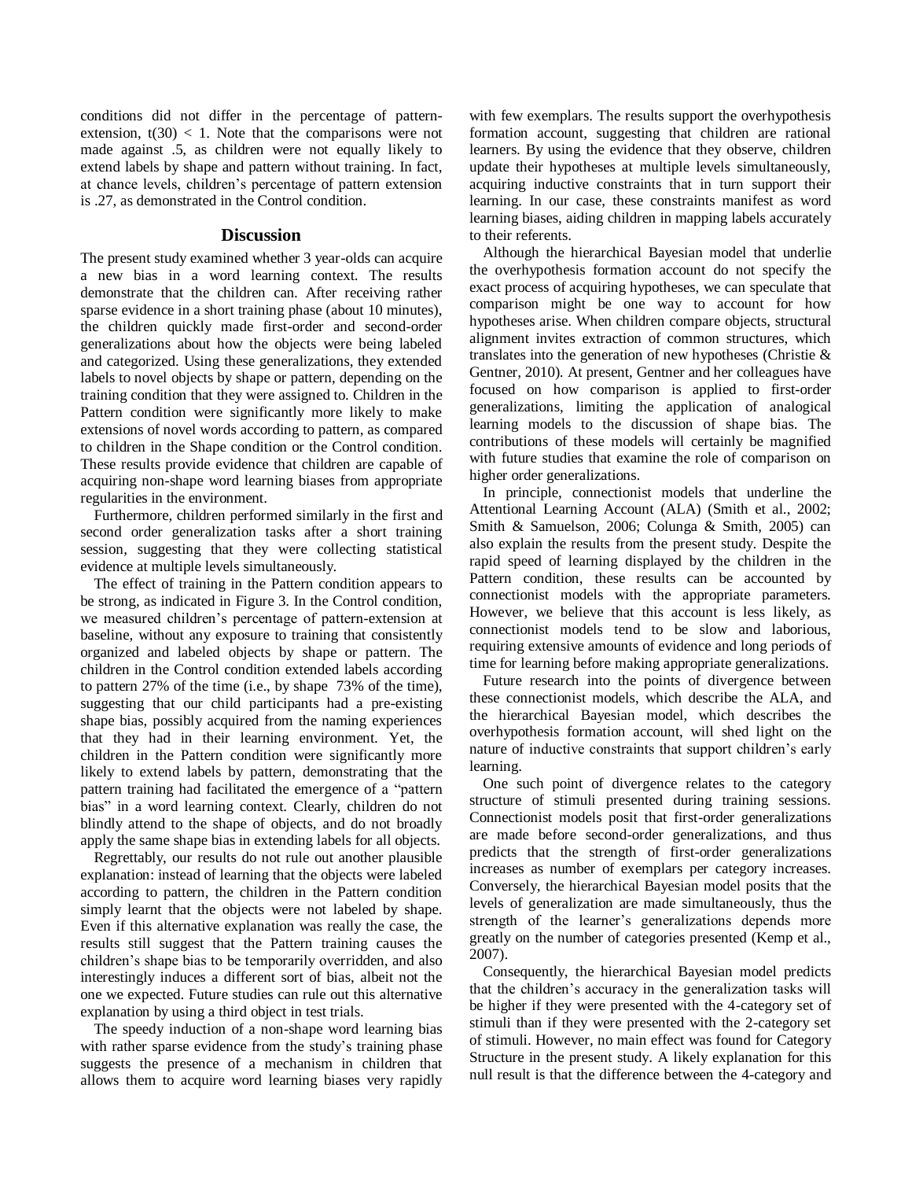conditions did not differ in the percentage of pattern-extension, $t(30) < 1$. Note that the comparisons were not made against .5, as children were not equally likely to extend labels by shape and pattern without training. In fact, at chance levels, children's percentage of pattern extension is .27, as demonstrated in the Control condition.

## Discussion

The present study examined whether 3 year-olds can acquire a new bias in a word learning context. The results demonstrate that the children can. After receiving rather sparse evidence in a short training phase (about 10 minutes), the children quickly made first-order and second-order generalizations about how the objects were being labeled and categorized. Using these generalizations, they extended labels to novel objects by shape or pattern, depending on the training condition that they were assigned to. Children in the Pattern condition were significantly more likely to make extensions of novel words according to pattern, as compared to children in the Shape condition or the Control condition. These results provide evidence that children are capable of acquiring non-shape word learning biases from appropriate regularities in the environment.

Furthermore, children performed similarly in the first and second order generalization tasks after a short training session, suggesting that they were collecting statistical evidence at multiple levels simultaneously.

The effect of training in the Pattern condition appears to be strong, as indicated in Figure 3. In the Control condition, we measured children's percentage of pattern-extension at baseline, without any exposure to training that consistently organized and labeled objects by shape or pattern. The children in the Control condition extended labels according to pattern 27% of the time (i.e., by shape 73% of the time), suggesting that our child participants had a pre-existing shape bias, possibly acquired from the naming experiences that they had in their learning environment. Yet, the children in the Pattern condition were significantly more likely to extend labels by pattern, demonstrating that the pattern training had facilitated the emergence of a "pattern bias" in a word learning context. Clearly, children do not blindly attend to the shape of objects, and do not broadly apply the same shape bias in extending labels for all objects.

Regrettably, our results do not rule out another plausible explanation: instead of learning that the objects were labeled according to pattern, the children in the Pattern condition simply learnt that the objects were not labeled by shape. Even if this alternative explanation was really the case, the results still suggest that the Pattern training causes the children's shape bias to be temporarily overridden, and also interestingly induces a different sort of bias, albeit not the one we expected. Future studies can rule out this alternative explanation by using a third object in test trials.

The speedy induction of a non-shape word learning bias with rather sparse evidence from the study's training phase suggests the presence of a mechanism in children that allows them to acquire word learning biases very rapidly with few exemplars. The results support the overhypothesis formation account, suggesting that children are rational learners. By using the evidence that they observe, children update their hypotheses at multiple levels simultaneously, acquiring inductive constraints that in turn support their learning. In our case, these constraints manifest as word learning biases, aiding children in mapping labels accurately to their referents.

Although the hierarchical Bayesian model that underlie the overhypothesis formation account do not specify the exact process of acquiring hypotheses, we can speculate that comparison might be one way to account for how hypotheses arise. When children compare objects, structural alignment invites extraction of common structures, which translates into the generation of new hypotheses (Christie & Gentner, 2010). At present, Gentner and her colleagues have focused on how comparison is applied to first-order generalizations, limiting the application of analogical learning models to the discussion of shape bias. The contributions of these models will certainly be magnified with future studies that examine the role of comparison on higher order generalizations.

In principle, connectionist models that underline the Attentional Learning Account (ALA) (Smith et al., 2002; Smith & Samuelson, 2006; Colunga & Smith, 2005) can also explain the results from the present study. Despite the rapid speed of learning displayed by the children in the Pattern condition, these results can be accounted by connectionist models with the appropriate parameters. However, we believe that this account is less likely, as connectionist models tend to be slow and laborious, requiring extensive amounts of evidence and long periods of time for learning before making appropriate generalizations.

Future research into the points of divergence between these connectionist models, which describe the ALA, and the hierarchical Bayesian model, which describes the overhypothesis formation account, will shed light on the nature of inductive constraints that support children's early learning.

One such point of divergence relates to the category structure of stimuli presented during training sessions. Connectionist models posit that first-order generalizations are made before second-order generalizations, and thus predicts that the strength of first-order generalizations increases as number of exemplars per category increases. Conversely, the hierarchical Bayesian model posits that the levels of generalization are made simultaneously, thus the strength of the learner's generalizations depends more greatly on the number of categories presented (Kemp et al., 2007).

Consequently, the hierarchical Bayesian model predicts that the children's accuracy in the generalization tasks will be higher if they were presented with the 4-category set of stimuli than if they were presented with the 2-category set of stimuli. However, no main effect was found for Category Structure in the present study. A likely explanation for this null result is that the difference between the 4-category and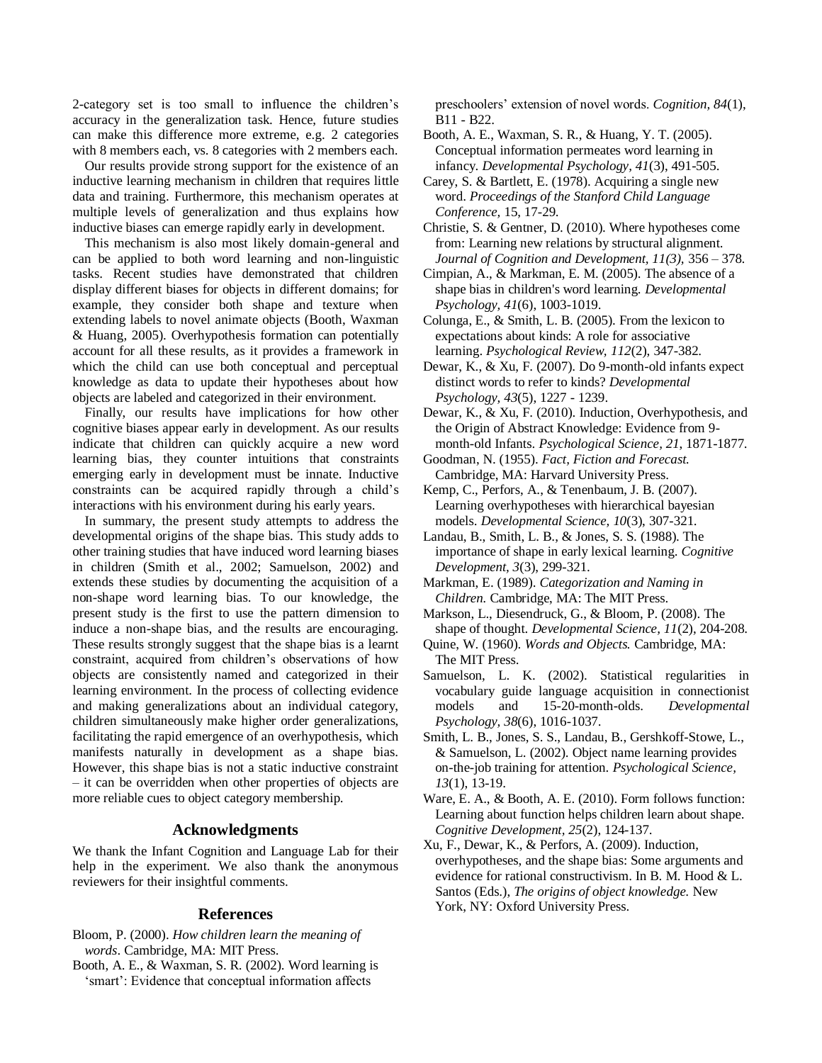2-category set is too small to influence the children's accuracy in the generalization task. Hence, future studies can make this difference more extreme, e.g. 2 categories with 8 members each, vs. 8 categories with 2 members each.

Our results provide strong support for the existence of an inductive learning mechanism in children that requires little data and training. Furthermore, this mechanism operates at multiple levels of generalization and thus explains how inductive biases can emerge rapidly early in development.

This mechanism is also most likely domain-general and can be applied to both word learning and non-linguistic tasks. Recent studies have demonstrated that children display different biases for objects in different domains; for example, they consider both shape and texture when extending labels to novel animate objects (Booth, Waxman & Huang, 2005). Overhypothesis formation can potentially account for all these results, as it provides a framework in which the child can use both conceptual and perceptual knowledge as data to update their hypotheses about how objects are labeled and categorized in their environment.

Finally, our results have implications for how other cognitive biases appear early in development. As our results indicate that children can quickly acquire a new word learning bias, they counter intuitions that constraints emerging early in development must be innate. Inductive constraints can be acquired rapidly through a child's interactions with his environment during his early years.

In summary, the present study attempts to address the developmental origins of the shape bias. This study adds to other training studies that have induced word learning biases in children (Smith et al., 2002; Samuelson, 2002) and extends these studies by documenting the acquisition of a non-shape word learning bias. To our knowledge, the present study is the first to use the pattern dimension to induce a non-shape bias, and the results are encouraging. These results strongly suggest that the shape bias is a learnt constraint, acquired from children's observations of how objects are consistently named and categorized in their learning environment. In the process of collecting evidence and making generalizations about an individual category, children simultaneously make higher order generalizations, facilitating the rapid emergence of an overhypothesis, which manifests naturally in development as a shape bias. However, this shape bias is not a static inductive constraint – it can be overridden when other properties of objects are more reliable cues to object category membership.

## Acknowledgments

We thank the Infant Cognition and Language Lab for their help in the experiment. We also thank the anonymous reviewers for their insightful comments.

## References

Bloom, P. (2000). *How children learn the meaning of words*. Cambridge, MA: MIT Press.

Booth, A. E., & Waxman, S. R. (2002). Word learning is 'smart': Evidence that conceptual information affects preschoolers' extension of novel words. *Cognition, 84*(1), B11 - B22.

Booth, A. E., Waxman, S. R., & Huang, Y. T. (2005). Conceptual information permeates word learning in infancy. *Developmental Psychology, 41*(3), 491-505.

Carey, S. & Bartlett, E. (1978). Acquiring a single new word. *Proceedings of the Stanford Child Language Conference,* 15, 17-29.

Christie, S. & Gentner, D. (2010). Where hypotheses come from: Learning new relations by structural alignment. *Journal of Cognition and Development, 11(3),* 356 – 378.

Cimpian, A., & Markman, E. M. (2005). The absence of a shape bias in children's word learning. *Developmental Psychology, 41*(6), 1003-1019.

Colunga, E., & Smith, L. B. (2005). From the lexicon to expectations about kinds: A role for associative learning. *Psychological Review, 112*(2), 347-382.

Dewar, K., & Xu, F. (2007). Do 9-month-old infants expect distinct words to refer to kinds? *Developmental Psychology, 43*(5), 1227 - 1239.

Dewar, K., & Xu, F. (2010). Induction, Overhypothesis, and the Origin of Abstract Knowledge: Evidence from 9-month-old Infants. *Psychological Science, 21,* 1871-1877.

Goodman, N. (1955). *Fact, Fiction and Forecast.* Cambridge, MA: Harvard University Press.

Kemp, C., Perfors, A., & Tenenbaum, J. B. (2007). Learning overhypotheses with hierarchical bayesian models. *Developmental Science, 10*(3), 307-321.

Landau, B., Smith, L. B., & Jones, S. S. (1988). The importance of shape in early lexical learning. *Cognitive Development, 3*(3), 299-321.

Markman, E. (1989). *Categorization and Naming in Children.* Cambridge, MA: The MIT Press.

Markson, L., Diesendruck, G., & Bloom, P. (2008). The shape of thought. *Developmental Science, 11*(2), 204-208.

Quine, W. (1960). *Words and Objects.* Cambridge, MA: The MIT Press.

Samuelson, L. K. (2002). Statistical regularities in vocabulary guide language acquisition in connectionist models and 15-20-month-olds. *Developmental Psychology, 38*(6), 1016-1037.

Smith, L. B., Jones, S. S., Landau, B., Gershkoff-Stowe, L., & Samuelson, L. (2002). Object name learning provides on-the-job training for attention. *Psychological Science, 13*(1), 13-19.

Ware, E. A., & Booth, A. E. (2010). Form follows function: Learning about function helps children learn about shape. *Cognitive Development, 25*(2), 124-137.

Xu, F., Dewar, K., & Perfors, A. (2009). Induction, overhypotheses, and the shape bias: Some arguments and evidence for rational constructivism. In B. M. Hood & L. Santos (Eds.), *The origins of object knowledge.* New York, NY: Oxford University Press.